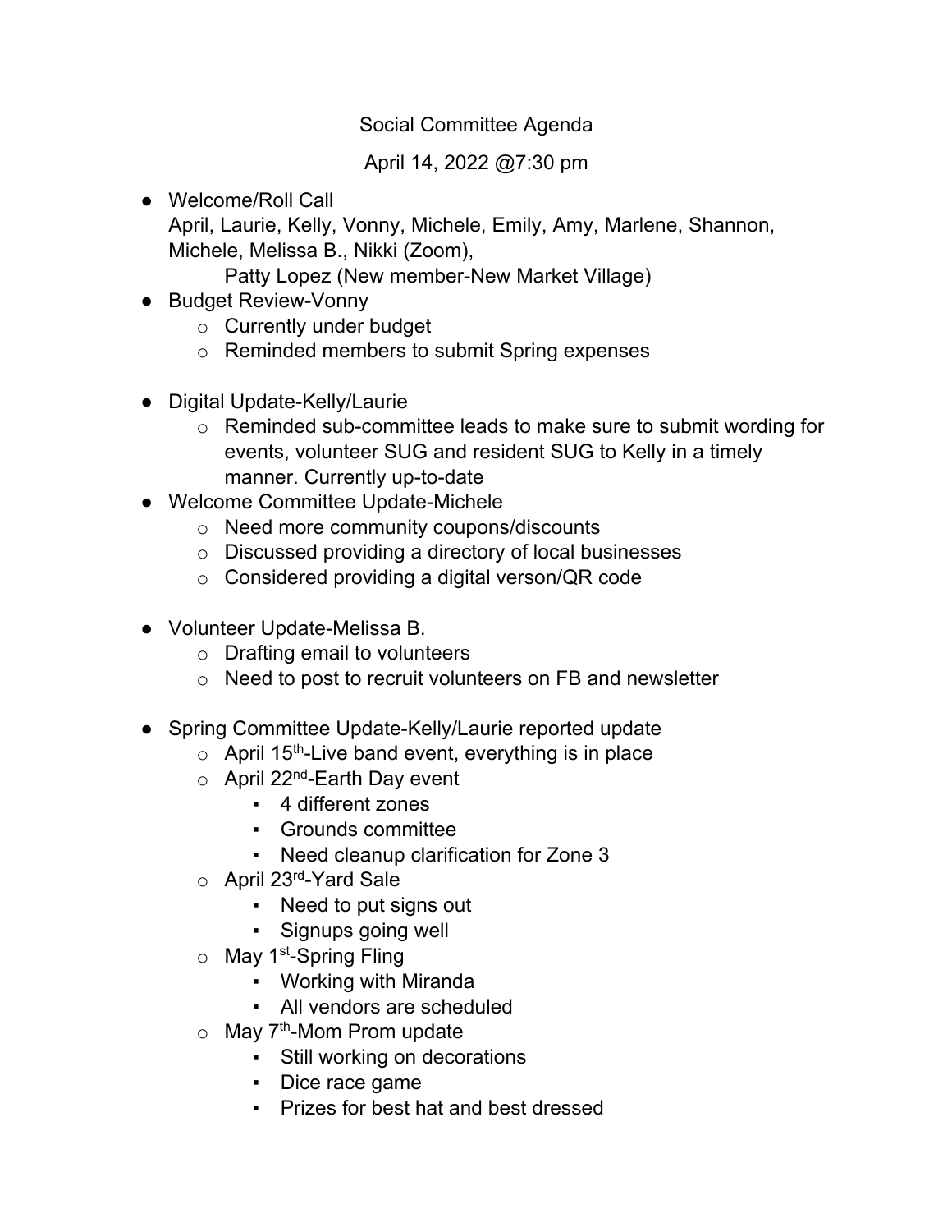# Social Committee Agenda

April 14, 2022 @7:30 pm

- Welcome/Roll Call
  April, Laurie, Kelly, Vonny, Michele, Emily, Amy, Marlene, Shannon, Michele, Melissa B., Nikki (Zoom),
  Patty Lopez (New member-New Market Village)
- Budget Review-Vonny
  - Currently under budget
  - Reminded members to submit Spring expenses
- Digital Update-Kelly/Laurie
  - Reminded sub-committee leads to make sure to submit wording for events, volunteer SUG and resident SUG to Kelly in a timely manner. Currently up-to-date
- Welcome Committee Update-Michele
  - Need more community coupons/discounts
  - Discussed providing a directory of local businesses
  - Considered providing a digital verson/QR code
- Volunteer Update-Melissa B.
  - Drafting email to volunteers
  - Need to post to recruit volunteers on FB and newsletter
- Spring Committee Update-Kelly/Laurie reported update
  - April 15th-Live band event, everything is in place
  - April 22nd-Earth Day event
    - 4 different zones
    - Grounds committee
    - Need cleanup clarification for Zone 3
  - April 23rd-Yard Sale
    - Need to put signs out
    - Signups going well
  - May 1st-Spring Fling
    - Working with Miranda
    - All vendors are scheduled
  - May 7th-Mom Prom update
    - Still working on decorations
    - Dice race game
    - Prizes for best hat and best dressed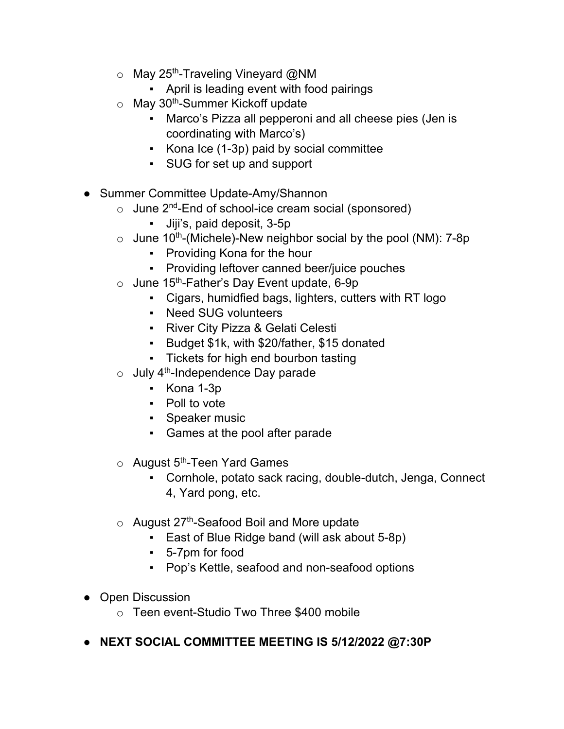- May 25th-Traveling Vineyard @NM
    - April is leading event with food pairings
  - May 30th-Summer Kickoff update
    - Marco's Pizza all pepperoni and all cheese pies (Jen is coordinating with Marco's)
    - Kona Ice (1-3p) paid by social committee
    - SUG for set up and support

- Summer Committee Update-Amy/Shannon
  - June 2nd-End of school-ice cream social (sponsored)
    - Jiji's, paid deposit, 3-5p
  - June 10th-(Michele)-New neighbor social by the pool (NM): 7-8p
    - Providing Kona for the hour
    - Providing leftover canned beer/juice pouches
  - June 15th-Father's Day Event update, 6-9p
    - Cigars, humidfied bags, lighters, cutters with RT logo
    - Need SUG volunteers
    - River City Pizza & Gelati Celesti
    - Budget $1k, with $20/father, $15 donated
    - Tickets for high end bourbon tasting
  - July 4th-Independence Day parade
    - Kona 1-3p
    - Poll to vote
    - Speaker music
    - Games at the pool after parade
  - August 5th-Teen Yard Games
    - Cornhole, potato sack racing, double-dutch, Jenga, Connect 4, Yard pong, etc.
  - August 27th-Seafood Boil and More update
    - East of Blue Ridge band (will ask about 5-8p)
    - 5-7pm for food
    - Pop's Kettle, seafood and non-seafood options

- Open Discussion
  - Teen event-Studio Two Three $400 mobile

- **NEXT SOCIAL COMMITTEE MEETING IS 5/12/2022 @7:30P**